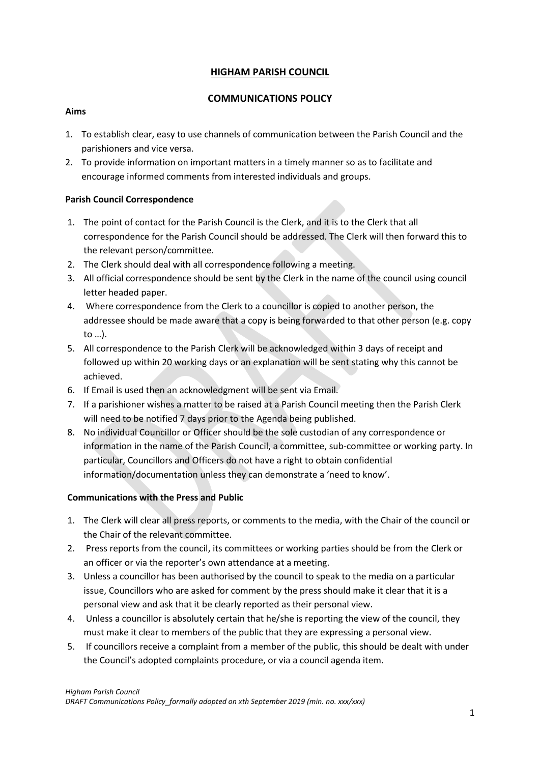# HIGHAM PARISH COUNCIL

## COMMUNICATIONS POLICY

**Aims**

1. To establish clear, easy to use channels of communication between the Parish Council and the parishioners and vice versa.
2. To provide information on important matters in a timely manner so as to facilitate and encourage informed comments from interested individuals and groups.

**Parish Council Correspondence**

1. The point of contact for the Parish Council is the Clerk, and it is to the Clerk that all correspondence for the Parish Council should be addressed. The Clerk will then forward this to the relevant person/committee.
2. The Clerk should deal with all correspondence following a meeting.
3. All official correspondence should be sent by the Clerk in the name of the council using council letter headed paper.
4. Where correspondence from the Clerk to a councillor is copied to another person, the addressee should be made aware that a copy is being forwarded to that other person (e.g. copy to …).
5. All correspondence to the Parish Clerk will be acknowledged within 3 days of receipt and followed up within 20 working days or an explanation will be sent stating why this cannot be achieved.
6. If Email is used then an acknowledgment will be sent via Email.
7. If a parishioner wishes a matter to be raised at a Parish Council meeting then the Parish Clerk will need to be notified 7 days prior to the Agenda being published.
8. No individual Councillor or Officer should be the sole custodian of any correspondence or information in the name of the Parish Council, a committee, sub-committee or working party. In particular, Councillors and Officers do not have a right to obtain confidential information/documentation unless they can demonstrate a 'need to know'.

**Communications with the Press and Public**

1. The Clerk will clear all press reports, or comments to the media, with the Chair of the council or the Chair of the relevant committee.
2. Press reports from the council, its committees or working parties should be from the Clerk or an officer or via the reporter's own attendance at a meeting.
3. Unless a councillor has been authorised by the council to speak to the media on a particular issue, Councillors who are asked for comment by the press should make it clear that it is a personal view and ask that it be clearly reported as their personal view.
4. Unless a councillor is absolutely certain that he/she is reporting the view of the council, they must make it clear to members of the public that they are expressing a personal view.
5. If councillors receive a complaint from a member of the public, this should be dealt with under the Council's adopted complaints procedure, or via a council agenda item.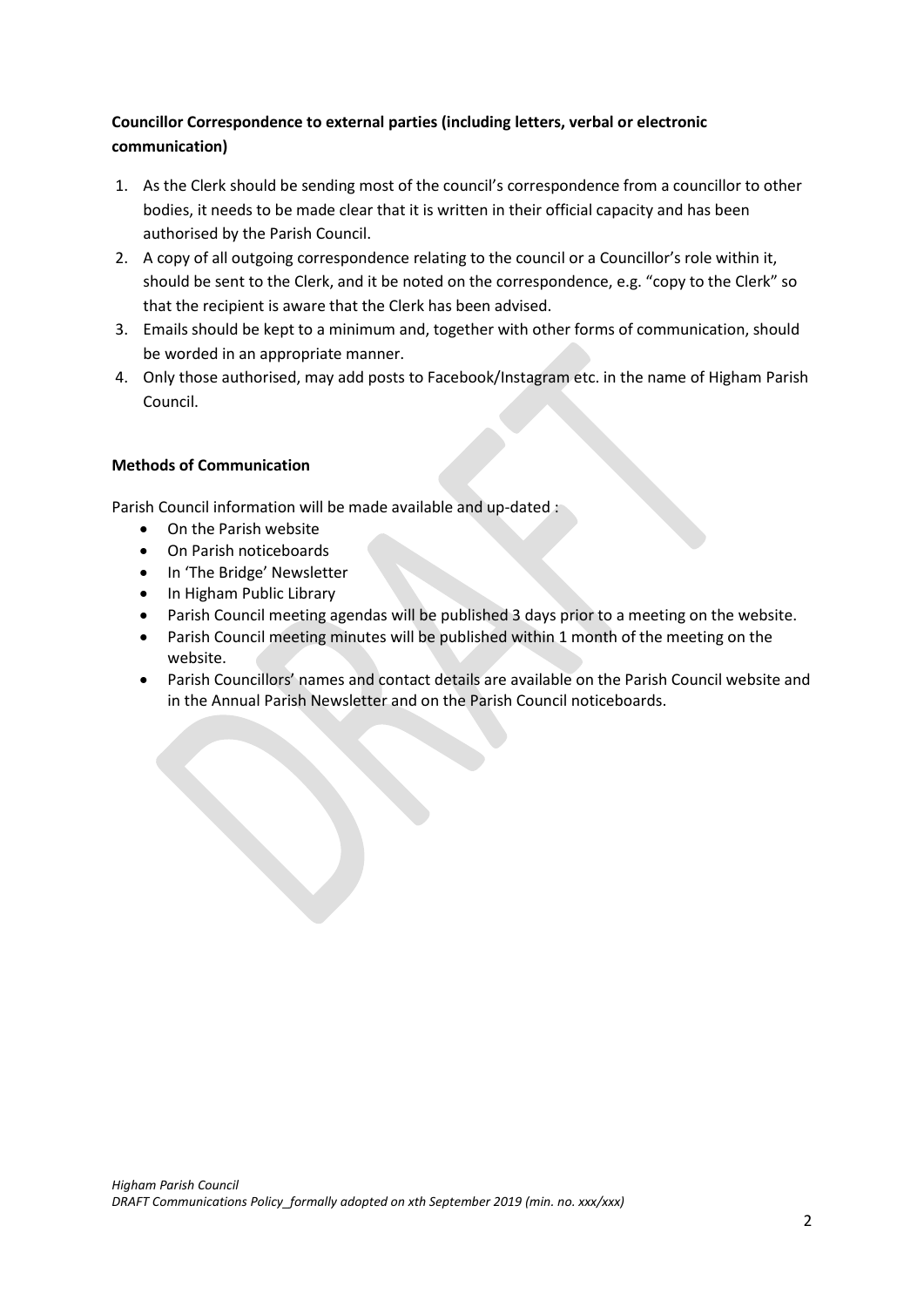**Councillor Correspondence to external parties (including letters, verbal or electronic communication)**

1. As the Clerk should be sending most of the council's correspondence from a councillor to other bodies, it needs to be made clear that it is written in their official capacity and has been authorised by the Parish Council.
2. A copy of all outgoing correspondence relating to the council or a Councillor's role within it, should be sent to the Clerk, and it be noted on the correspondence, e.g. "copy to the Clerk" so that the recipient is aware that the Clerk has been advised.
3. Emails should be kept to a minimum and, together with other forms of communication, should be worded in an appropriate manner.
4. Only those authorised, may add posts to Facebook/Instagram etc. in the name of Higham Parish Council.

**Methods of Communication**

Parish Council information will be made available and up-dated :

- On the Parish website
- On Parish noticeboards
- In 'The Bridge' Newsletter
- In Higham Public Library
- Parish Council meeting agendas will be published 3 days prior to a meeting on the website.
- Parish Council meeting minutes will be published within 1 month of the meeting on the website.
- Parish Councillors' names and contact details are available on the Parish Council website and in the Annual Parish Newsletter and on the Parish Council noticeboards.